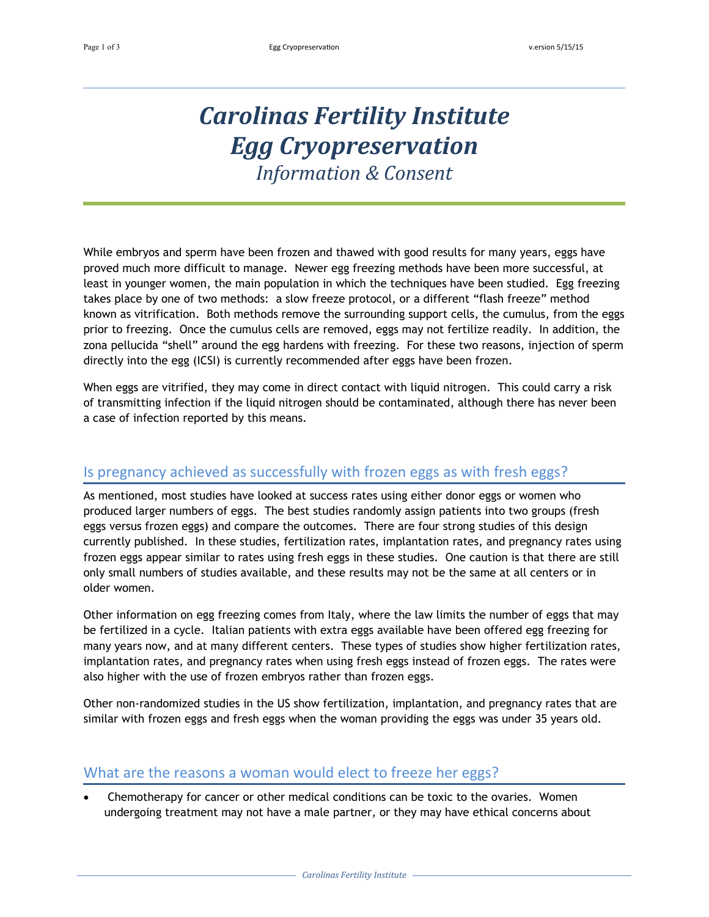# Carolinas Fertility Institute
# Egg Cryopreservation

*Information & Consent*

While embryos and sperm have been frozen and thawed with good results for many years, eggs have proved much more difficult to manage. Newer egg freezing methods have been more successful, at least in younger women, the main population in which the techniques have been studied. Egg freezing takes place by one of two methods: a slow freeze protocol, or a different "flash freeze" method known as vitrification. Both methods remove the surrounding support cells, the cumulus, from the eggs prior to freezing. Once the cumulus cells are removed, eggs may not fertilize readily. In addition, the zona pellucida "shell" around the egg hardens with freezing. For these two reasons, injection of sperm directly into the egg (ICSI) is currently recommended after eggs have been frozen.

When eggs are vitrified, they may come in direct contact with liquid nitrogen. This could carry a risk of transmitting infection if the liquid nitrogen should be contaminated, although there has never been a case of infection reported by this means.

## Is pregnancy achieved as successfully with frozen eggs as with fresh eggs?

As mentioned, most studies have looked at success rates using either donor eggs or women who produced larger numbers of eggs. The best studies randomly assign patients into two groups (fresh eggs versus frozen eggs) and compare the outcomes. There are four strong studies of this design currently published. In these studies, fertilization rates, implantation rates, and pregnancy rates using frozen eggs appear similar to rates using fresh eggs in these studies. One caution is that there are still only small numbers of studies available, and these results may not be the same at all centers or in older women.

Other information on egg freezing comes from Italy, where the law limits the number of eggs that may be fertilized in a cycle. Italian patients with extra eggs available have been offered egg freezing for many years now, and at many different centers. These types of studies show higher fertilization rates, implantation rates, and pregnancy rates when using fresh eggs instead of frozen eggs. The rates were also higher with the use of frozen embryos rather than frozen eggs.

Other non-randomized studies in the US show fertilization, implantation, and pregnancy rates that are similar with frozen eggs and fresh eggs when the woman providing the eggs was under 35 years old.

## What are the reasons a woman would elect to freeze her eggs?

- Chemotherapy for cancer or other medical conditions can be toxic to the ovaries. Women undergoing treatment may not have a male partner, or they may have ethical concerns about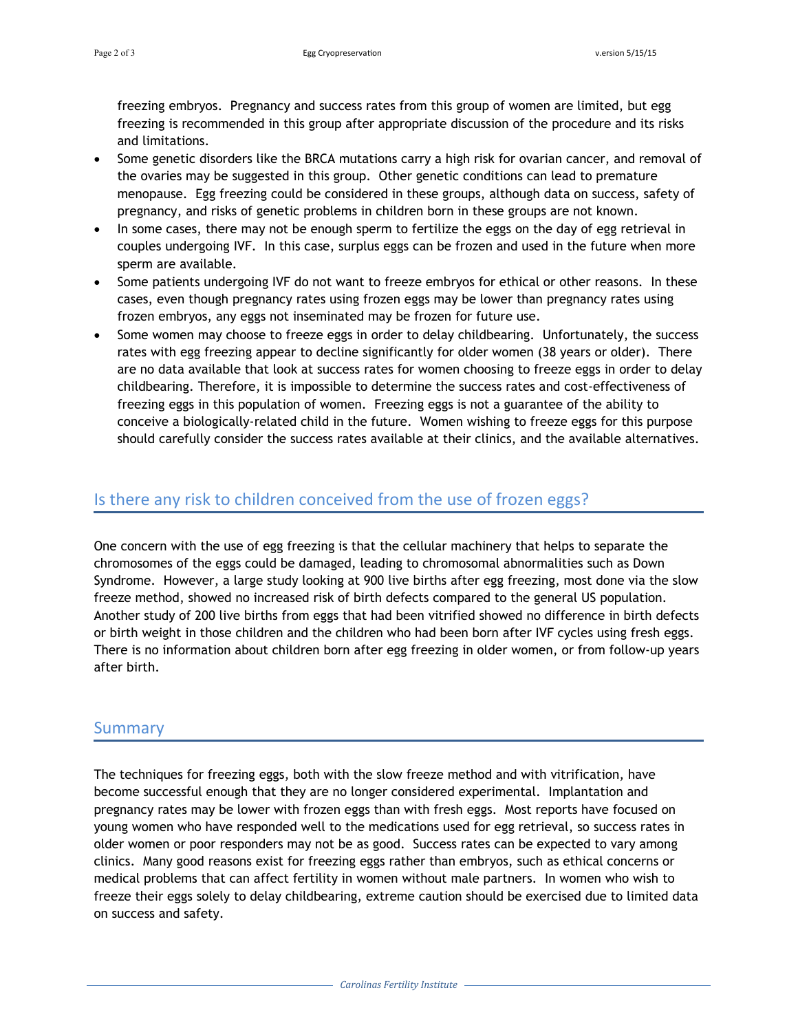freezing embryos. Pregnancy and success rates from this group of women are limited, but egg freezing is recommended in this group after appropriate discussion of the procedure and its risks and limitations.

- Some genetic disorders like the BRCA mutations carry a high risk for ovarian cancer, and removal of the ovaries may be suggested in this group. Other genetic conditions can lead to premature menopause. Egg freezing could be considered in these groups, although data on success, safety of pregnancy, and risks of genetic problems in children born in these groups are not known.
- In some cases, there may not be enough sperm to fertilize the eggs on the day of egg retrieval in couples undergoing IVF. In this case, surplus eggs can be frozen and used in the future when more sperm are available.
- Some patients undergoing IVF do not want to freeze embryos for ethical or other reasons. In these cases, even though pregnancy rates using frozen eggs may be lower than pregnancy rates using frozen embryos, any eggs not inseminated may be frozen for future use.
- Some women may choose to freeze eggs in order to delay childbearing. Unfortunately, the success rates with egg freezing appear to decline significantly for older women (38 years or older). There are no data available that look at success rates for women choosing to freeze eggs in order to delay childbearing. Therefore, it is impossible to determine the success rates and cost-effectiveness of freezing eggs in this population of women. Freezing eggs is not a guarantee of the ability to conceive a biologically-related child in the future. Women wishing to freeze eggs for this purpose should carefully consider the success rates available at their clinics, and the available alternatives.

## Is there any risk to children conceived from the use of frozen eggs?

One concern with the use of egg freezing is that the cellular machinery that helps to separate the chromosomes of the eggs could be damaged, leading to chromosomal abnormalities such as Down Syndrome. However, a large study looking at 900 live births after egg freezing, most done via the slow freeze method, showed no increased risk of birth defects compared to the general US population. Another study of 200 live births from eggs that had been vitrified showed no difference in birth defects or birth weight in those children and the children who had been born after IVF cycles using fresh eggs. There is no information about children born after egg freezing in older women, or from follow-up years after birth.

## Summary

The techniques for freezing eggs, both with the slow freeze method and with vitrification, have become successful enough that they are no longer considered experimental. Implantation and pregnancy rates may be lower with frozen eggs than with fresh eggs. Most reports have focused on young women who have responded well to the medications used for egg retrieval, so success rates in older women or poor responders may not be as good. Success rates can be expected to vary among clinics. Many good reasons exist for freezing eggs rather than embryos, such as ethical concerns or medical problems that can affect fertility in women without male partners. In women who wish to freeze their eggs solely to delay childbearing, extreme caution should be exercised due to limited data on success and safety.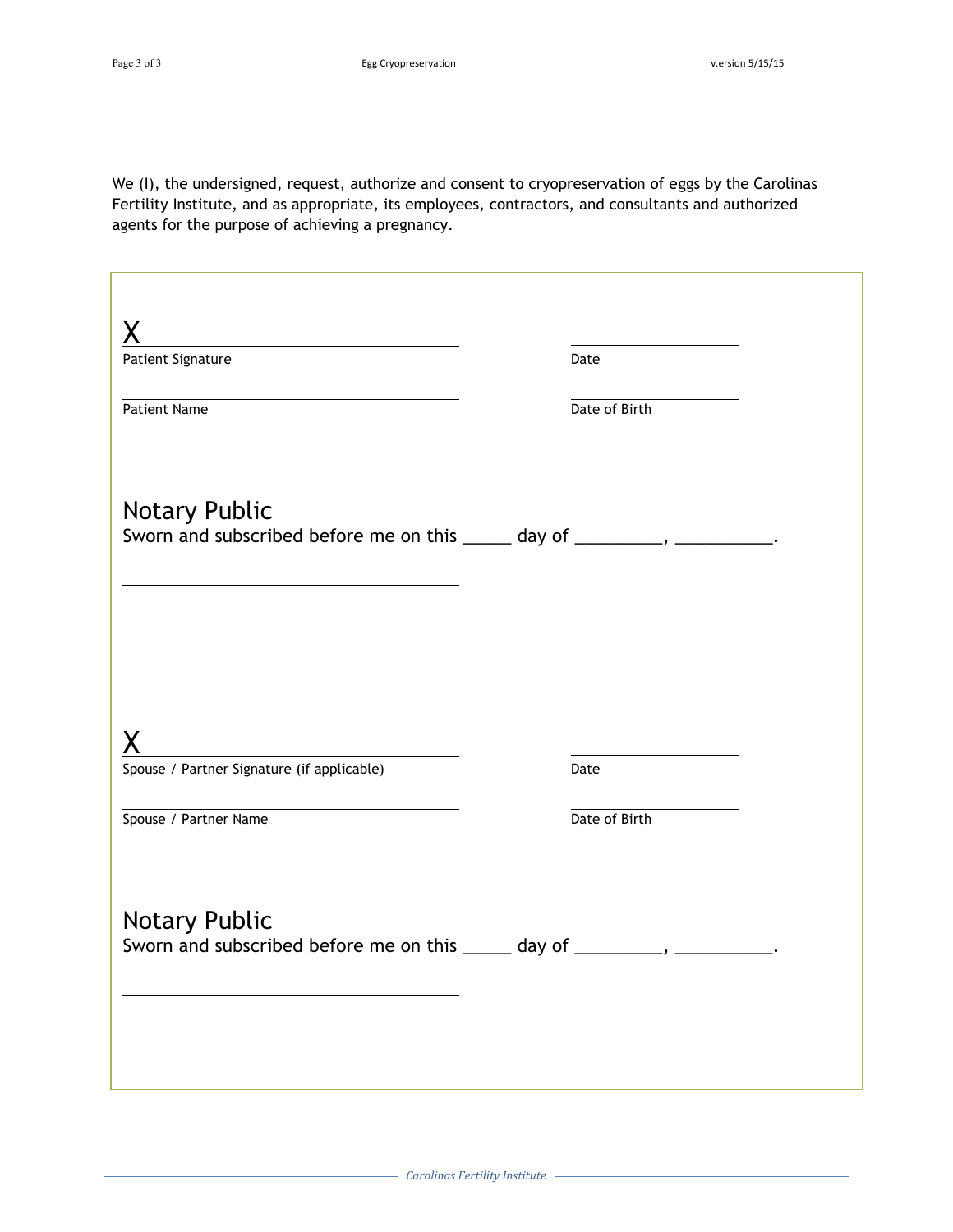We (I), the undersigned, request, authorize and consent to cryopreservation of eggs by the Carolinas Fertility Institute, and as appropriate, its employees, contractors, and consultants and authorized agents for the purpose of achieving a pregnancy.

X ________________________________________ ____________________

Patient Signature Date

________________________________________ ____________________

Patient Name Date of Birth

## Notary Public

Sworn and subscribed before me on this _____ day of _________, __________.

________________________________________

X ________________________________________ ____________________

Spouse / Partner Signature (if applicable) Date

________________________________________ ____________________

Spouse / Partner Name Date of Birth

## Notary Public

Sworn and subscribed before me on this _____ day of _________, __________.

________________________________________